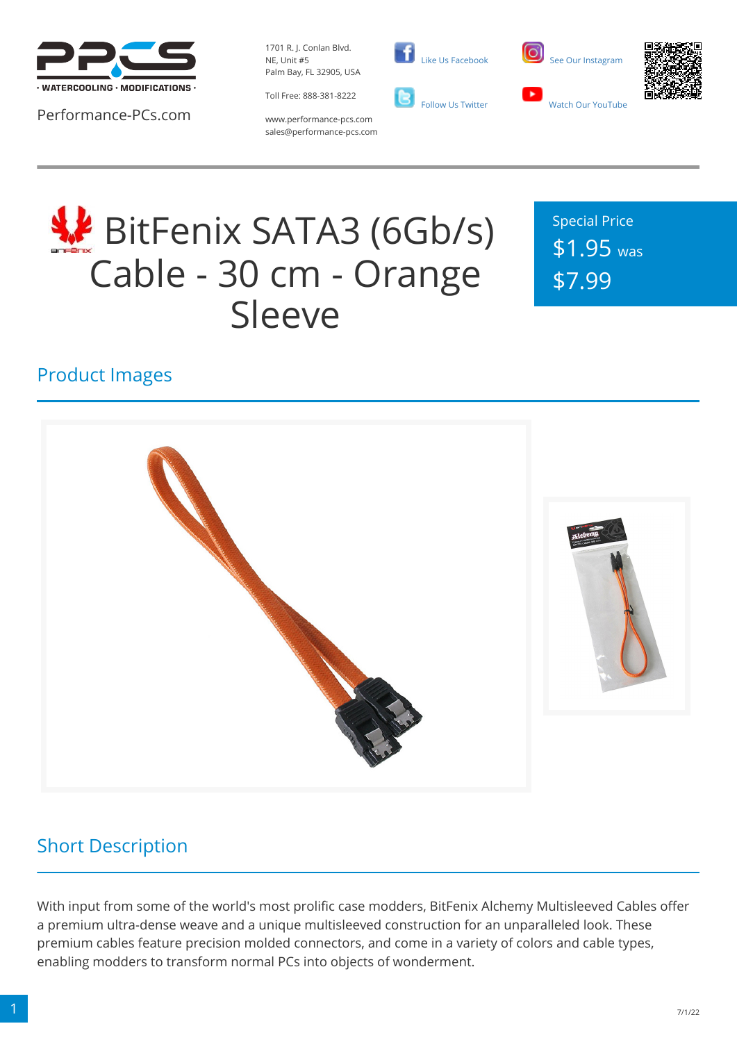Performance-PCs.com

1701 R. J. Conlan Blvd. NE, Unit #5
Palm Bay, FL 32905, USA

Toll Free: 888-381-8222

www.performance-pcs.com
sales@performance-pcs.com

Like Us Facebook
Follow Us Twitter
See Our Instagram
Watch Our YouTube

# BitFenix SATA3 (6Gb/s) Cable - 30 cm - Orange Sleeve

Special Price
$1.95 was $7.99

## Product Images

## Short Description

With input from some of the world's most prolific case modders, BitFenix Alchemy Multisleeved Cables offer a premium ultra-dense weave and a unique multisleeved construction for an unparalleled look. These premium cables feature precision molded connectors, and come in a variety of colors and cable types, enabling modders to transform normal PCs into objects of wonderment.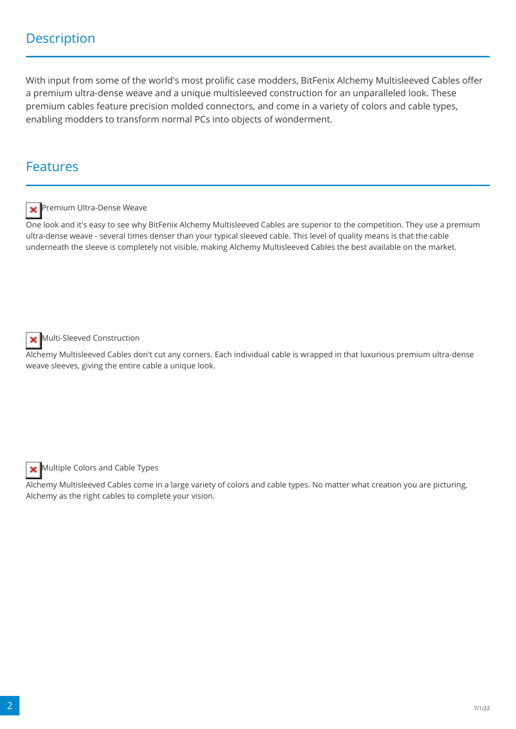## Description

With input from some of the world's most prolific case modders, BitFenix Alchemy Multisleeved Cables offer a premium ultra-dense weave and a unique multisleeved construction for an unparalleled look. These premium cables feature precision molded connectors, and come in a variety of colors and cable types, enabling modders to transform normal PCs into objects of wonderment.

## Features

### Premium Ultra-Dense Weave

One look and it's easy to see why BitFenix Alchemy Multisleeved Cables are superior to the competition. They use a premium ultra-dense weave - several times denser than your typical sleeved cable. This level of quality means is that the cable underneath the sleeve is completely not visible, making Alchemy Multisleeved Cables the best available on the market.

### Multi-Sleeved Construction

Alchemy Multisleeved Cables don't cut any corners. Each individual cable is wrapped in that luxurious premium ultra-dense weave sleeves, giving the entire cable a unique look.

### Multiple Colors and Cable Types

Alchemy Multisleeved Cables come in a large variety of colors and cable types. No matter what creation you are picturing, Alchemy as the right cables to complete your vision.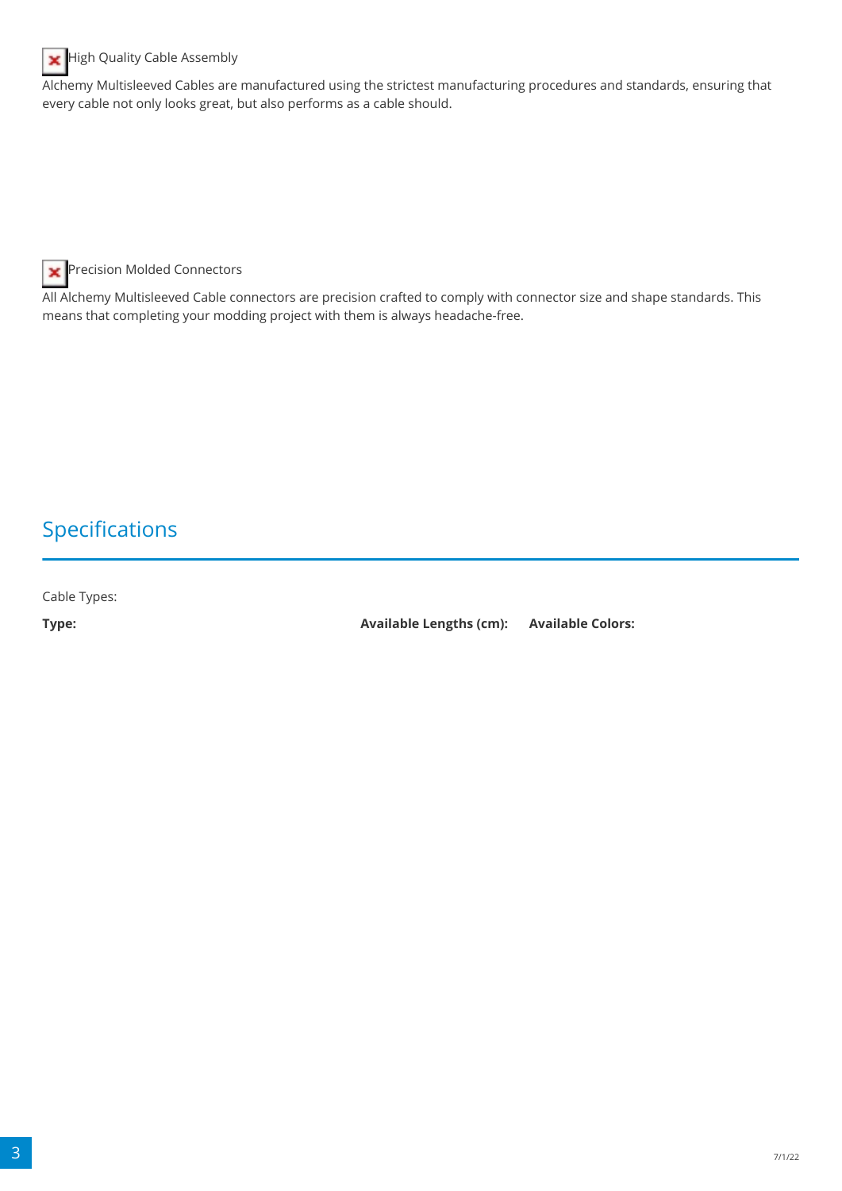High Quality Cable Assembly

Alchemy Multisleeved Cables are manufactured using the strictest manufacturing procedures and standards, ensuring that every cable not only looks great, but also performs as a cable should.

Precision Molded Connectors

All Alchemy Multisleeved Cable connectors are precision crafted to comply with connector size and shape standards. This means that completing your modding project with them is always headache-free.

## Specifications

Cable Types:

| **Type:** | **Available Lengths (cm):** | **Available Colors:** |
| --- | --- | --- |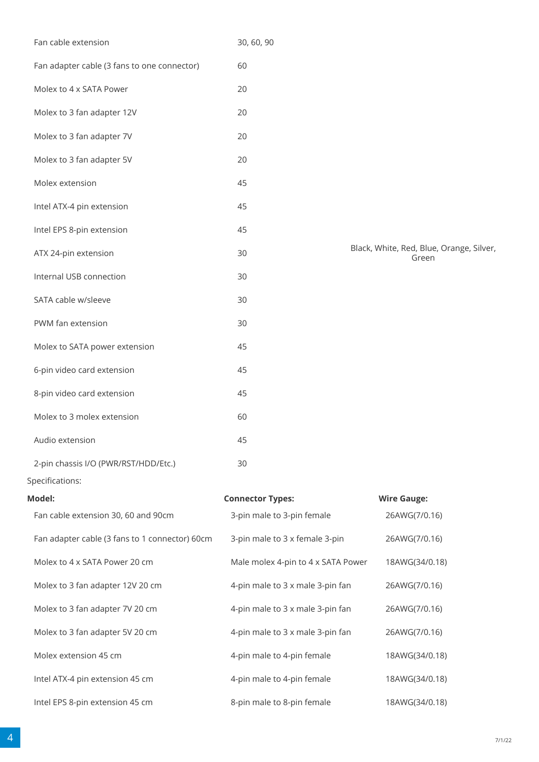| | | |
|---|---|---|
| Fan cable extension | 30, 60, 90 | |
| Fan adapter cable (3 fans to one connector) | 60 | |
| Molex to 4 x SATA Power | 20 | |
| Molex to 3 fan adapter 12V | 20 | |
| Molex to 3 fan adapter 7V | 20 | |
| Molex to 3 fan adapter 5V | 20 | |
| Molex extension | 45 | |
| Intel ATX-4 pin extension | 45 | |
| Intel EPS 8-pin extension | 45 | |
| ATX 24-pin extension | 30 | Black, White, Red, Blue, Orange, Silver, Green |
| Internal USB connection | 30 | |
| SATA cable w/sleeve | 30 | |
| PWM fan extension | 30 | |
| Molex to SATA power extension | 45 | |
| 6-pin video card extension | 45 | |
| 8-pin video card extension | 45 | |
| Molex to 3 molex extension | 60 | |
| Audio extension | 45 | |
| 2-pin chassis I/O (PWR/RST/HDD/Etc.) | 30 | |

Specifications:

| Model: | Connector Types: | Wire Gauge: |
|---|---|---|
| Fan cable extension 30, 60 and 90cm | 3-pin male to 3-pin female | 26AWG(7/0.16) |
| Fan adapter cable (3 fans to 1 connector) 60cm | 3-pin male to 3 x female 3-pin | 26AWG(7/0.16) |
| Molex to 4 x SATA Power 20 cm | Male molex 4-pin to 4 x SATA Power | 18AWG(34/0.18) |
| Molex to 3 fan adapter 12V 20 cm | 4-pin male to 3 x male 3-pin fan | 26AWG(7/0.16) |
| Molex to 3 fan adapter 7V 20 cm | 4-pin male to 3 x male 3-pin fan | 26AWG(7/0.16) |
| Molex to 3 fan adapter 5V 20 cm | 4-pin male to 3 x male 3-pin fan | 26AWG(7/0.16) |
| Molex extension 45 cm | 4-pin male to 4-pin female | 18AWG(34/0.18) |
| Intel ATX-4 pin extension 45 cm | 4-pin male to 4-pin female | 18AWG(34/0.18) |
| Intel EPS 8-pin extension 45 cm | 8-pin male to 8-pin female | 18AWG(34/0.18) |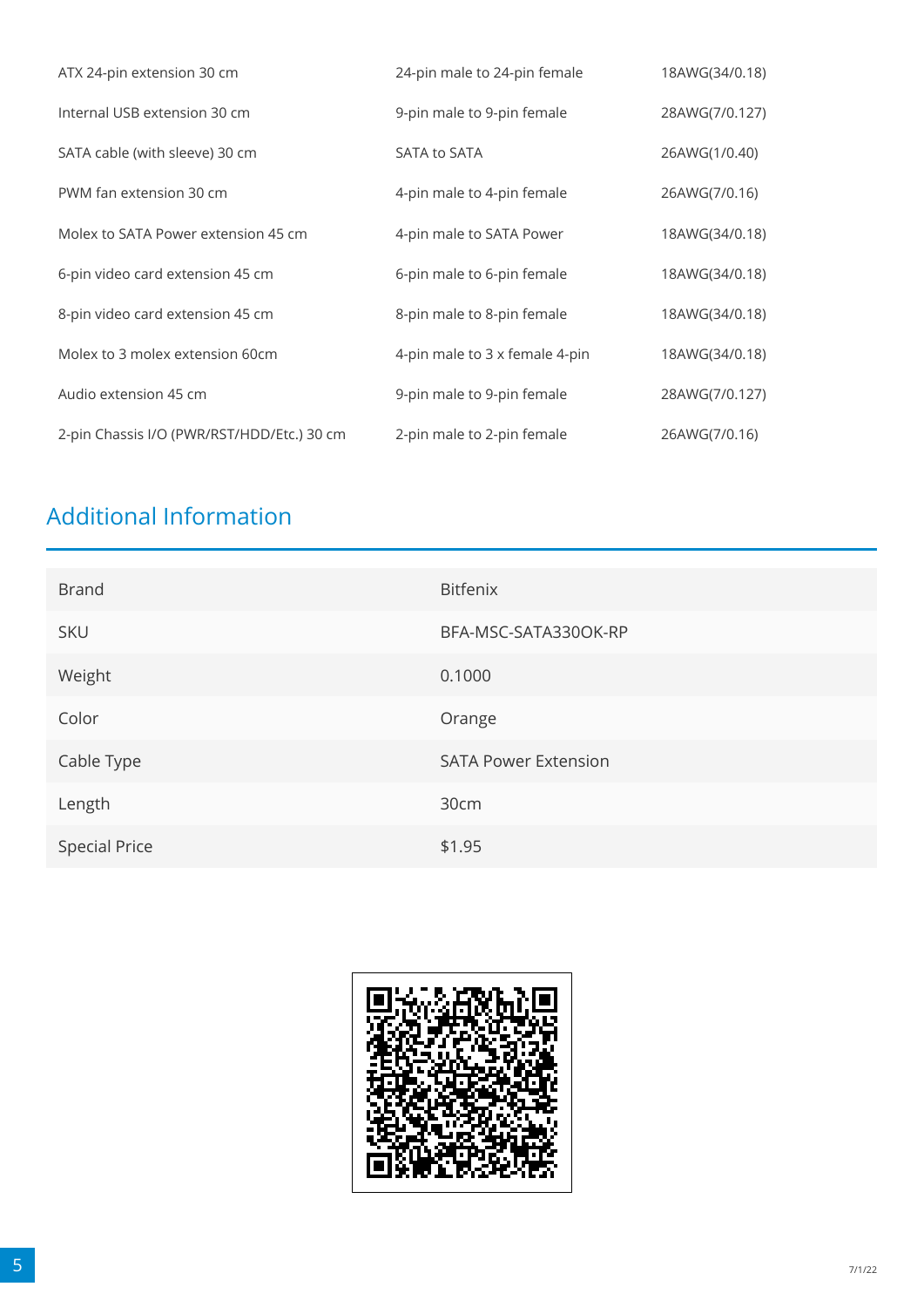| | | |
|---|---|---|
| ATX 24-pin extension 30 cm | 24-pin male to 24-pin female | 18AWG(34/0.18) |
| Internal USB extension 30 cm | 9-pin male to 9-pin female | 28AWG(7/0.127) |
| SATA cable (with sleeve) 30 cm | SATA to SATA | 26AWG(1/0.40) |
| PWM fan extension 30 cm | 4-pin male to 4-pin female | 26AWG(7/0.16) |
| Molex to SATA Power extension 45 cm | 4-pin male to SATA Power | 18AWG(34/0.18) |
| 6-pin video card extension 45 cm | 6-pin male to 6-pin female | 18AWG(34/0.18) |
| 8-pin video card extension 45 cm | 8-pin male to 8-pin female | 18AWG(34/0.18) |
| Molex to 3 molex extension 60cm | 4-pin male to 3 x female 4-pin | 18AWG(34/0.18) |
| Audio extension 45 cm | 9-pin male to 9-pin female | 28AWG(7/0.127) |
| 2-pin Chassis I/O (PWR/RST/HDD/Etc.) 30 cm | 2-pin male to 2-pin female | 26AWG(7/0.16) |

## Additional Information

| | |
|---|---|
| Brand | Bitfenix |
| SKU | BFA-MSC-SATA330OK-RP |
| Weight | 0.1000 |
| Color | Orange |
| Cable Type | SATA Power Extension |
| Length | 30cm |
| Special Price | $1.95 |

7/1/22